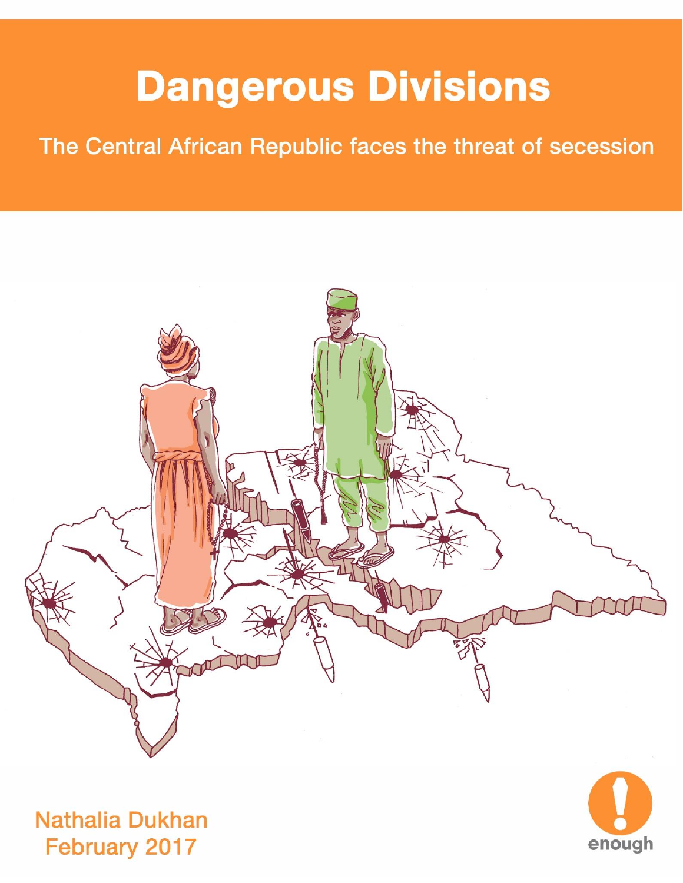# Dangerous Divisions

## The Central African Republic faces the threat of secession

Nathalia Dukhan
February 2017

enough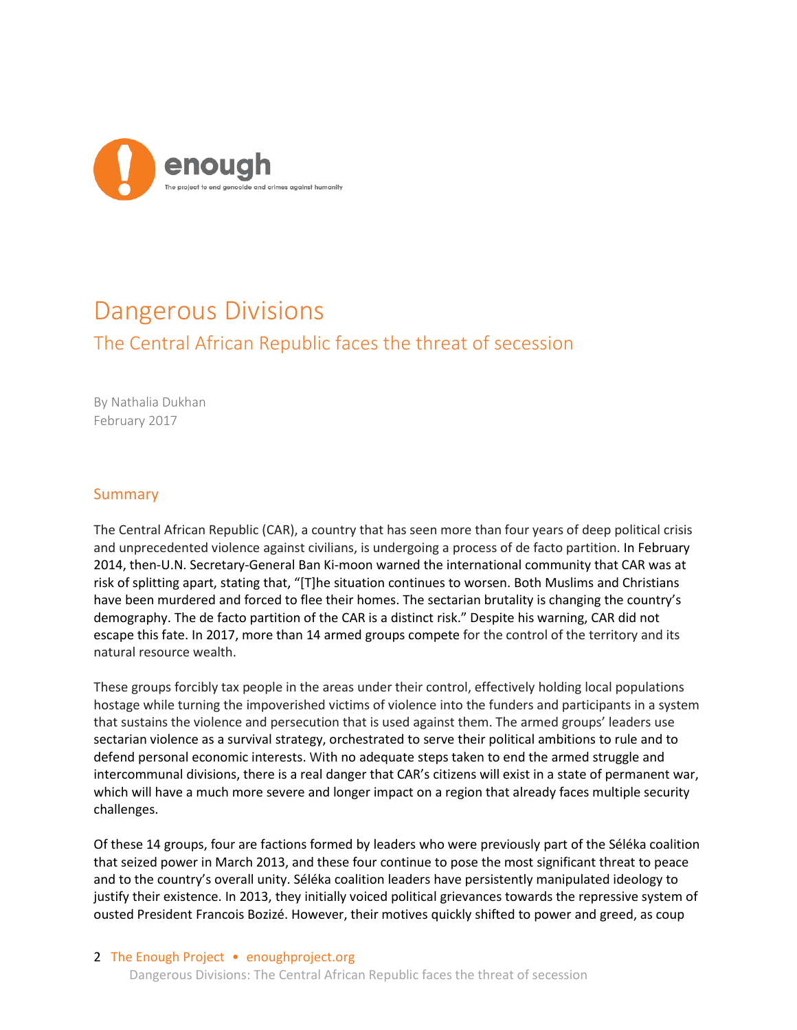enough

The project to end genocide and crimes against humanity

# Dangerous Divisions

## The Central African Republic faces the threat of secession

By Nathalia Dukhan
February 2017

### Summary

The Central African Republic (CAR), a country that has seen more than four years of deep political crisis and unprecedented violence against civilians, is undergoing a process of de facto partition. In February 2014, then-U.N. Secretary-General Ban Ki-moon warned the international community that CAR was at risk of splitting apart, stating that, "[T]he situation continues to worsen. Both Muslims and Christians have been murdered and forced to flee their homes. The sectarian brutality is changing the country's demography. The de facto partition of the CAR is a distinct risk." Despite his warning, CAR did not escape this fate. In 2017, more than 14 armed groups compete for the control of the territory and its natural resource wealth.

These groups forcibly tax people in the areas under their control, effectively holding local populations hostage while turning the impoverished victims of violence into the funders and participants in a system that sustains the violence and persecution that is used against them. The armed groups' leaders use sectarian violence as a survival strategy, orchestrated to serve their political ambitions to rule and to defend personal economic interests. With no adequate steps taken to end the armed struggle and intercommunal divisions, there is a real danger that CAR's citizens will exist in a state of permanent war, which will have a much more severe and longer impact on a region that already faces multiple security challenges.

Of these 14 groups, four are factions formed by leaders who were previously part of the Séléka coalition that seized power in March 2013, and these four continue to pose the most significant threat to peace and to the country's overall unity. Séléka coalition leaders have persistently manipulated ideology to justify their existence. In 2013, they initially voiced political grievances towards the repressive system of ousted President Francois Bozizé. However, their motives quickly shifted to power and greed, as coup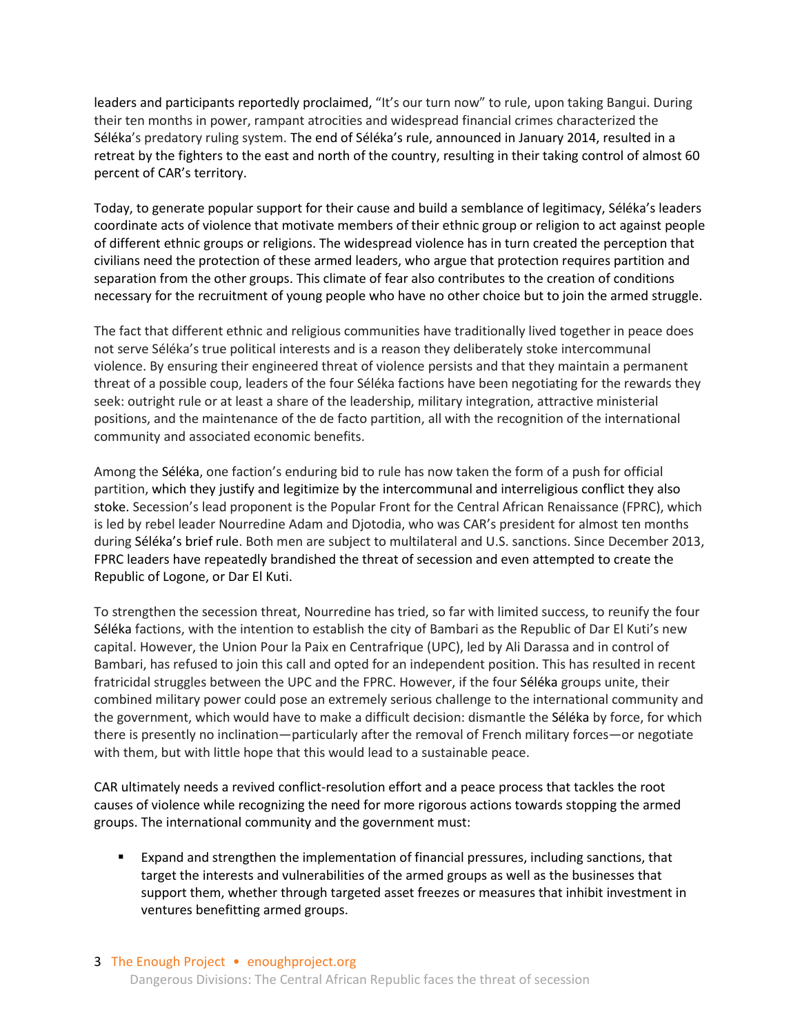leaders and participants reportedly proclaimed, "It's our turn now" to rule, upon taking Bangui. During their ten months in power, rampant atrocities and widespread financial crimes characterized the Séléka's predatory ruling system. The end of Séléka's rule, announced in January 2014, resulted in a retreat by the fighters to the east and north of the country, resulting in their taking control of almost 60 percent of CAR's territory.

Today, to generate popular support for their cause and build a semblance of legitimacy, Séléka's leaders coordinate acts of violence that motivate members of their ethnic group or religion to act against people of different ethnic groups or religions. The widespread violence has in turn created the perception that civilians need the protection of these armed leaders, who argue that protection requires partition and separation from the other groups. This climate of fear also contributes to the creation of conditions necessary for the recruitment of young people who have no other choice but to join the armed struggle.

The fact that different ethnic and religious communities have traditionally lived together in peace does not serve Séléka's true political interests and is a reason they deliberately stoke intercommunal violence. By ensuring their engineered threat of violence persists and that they maintain a permanent threat of a possible coup, leaders of the four Séléka factions have been negotiating for the rewards they seek: outright rule or at least a share of the leadership, military integration, attractive ministerial positions, and the maintenance of the de facto partition, all with the recognition of the international community and associated economic benefits.

Among the Séléka, one faction's enduring bid to rule has now taken the form of a push for official partition, which they justify and legitimize by the intercommunal and interreligious conflict they also stoke. Secession's lead proponent is the Popular Front for the Central African Renaissance (FPRC), which is led by rebel leader Nourredine Adam and Djotodia, who was CAR's president for almost ten months during Séléka's brief rule. Both men are subject to multilateral and U.S. sanctions. Since December 2013, FPRC leaders have repeatedly brandished the threat of secession and even attempted to create the Republic of Logone, or Dar El Kuti.

To strengthen the secession threat, Nourredine has tried, so far with limited success, to reunify the four Séléka factions, with the intention to establish the city of Bambari as the Republic of Dar El Kuti's new capital. However, the Union Pour la Paix en Centrafrique (UPC), led by Ali Darassa and in control of Bambari, has refused to join this call and opted for an independent position. This has resulted in recent fratricidal struggles between the UPC and the FPRC. However, if the four Séléka groups unite, their combined military power could pose an extremely serious challenge to the international community and the government, which would have to make a difficult decision: dismantle the Séléka by force, for which there is presently no inclination—particularly after the removal of French military forces—or negotiate with them, but with little hope that this would lead to a sustainable peace.

CAR ultimately needs a revived conflict-resolution effort and a peace process that tackles the root causes of violence while recognizing the need for more rigorous actions towards stopping the armed groups. The international community and the government must:

- Expand and strengthen the implementation of financial pressures, including sanctions, that target the interests and vulnerabilities of the armed groups as well as the businesses that support them, whether through targeted asset freezes or measures that inhibit investment in ventures benefitting armed groups.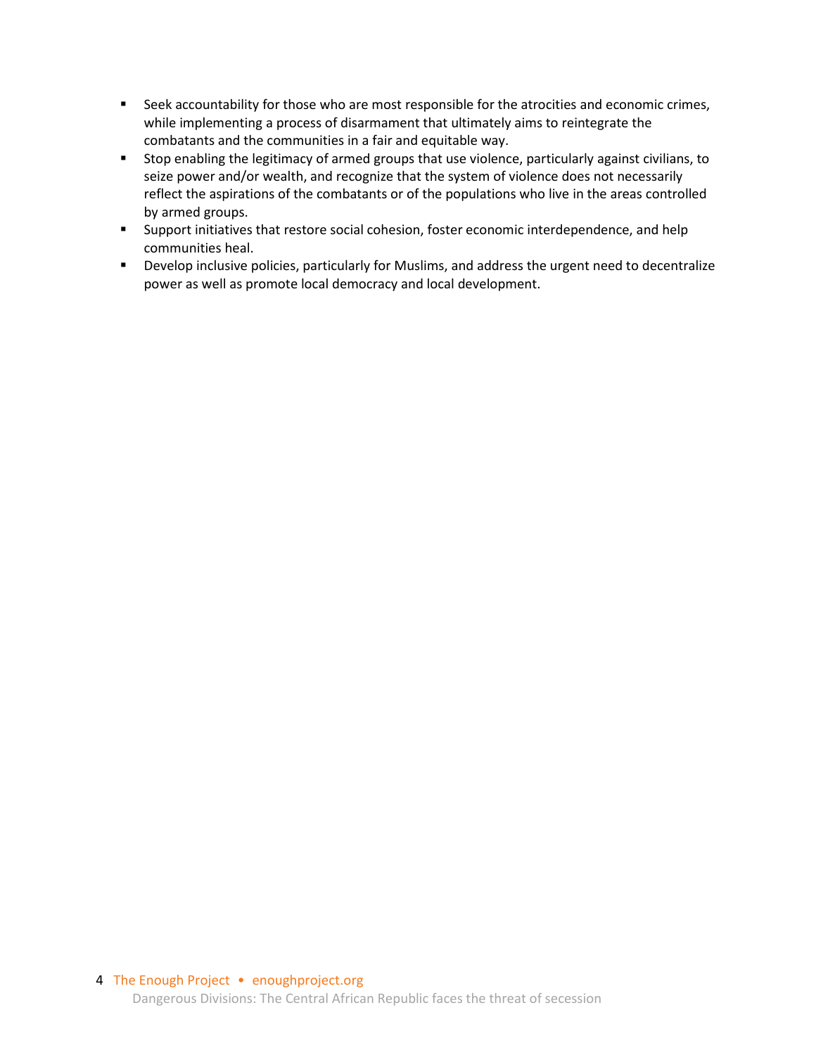- Seek accountability for those who are most responsible for the atrocities and economic crimes, while implementing a process of disarmament that ultimately aims to reintegrate the combatants and the communities in a fair and equitable way.
- Stop enabling the legitimacy of armed groups that use violence, particularly against civilians, to seize power and/or wealth, and recognize that the system of violence does not necessarily reflect the aspirations of the combatants or of the populations who live in the areas controlled by armed groups.
- Support initiatives that restore social cohesion, foster economic interdependence, and help communities heal.
- Develop inclusive policies, particularly for Muslims, and address the urgent need to decentralize power as well as promote local democracy and local development.